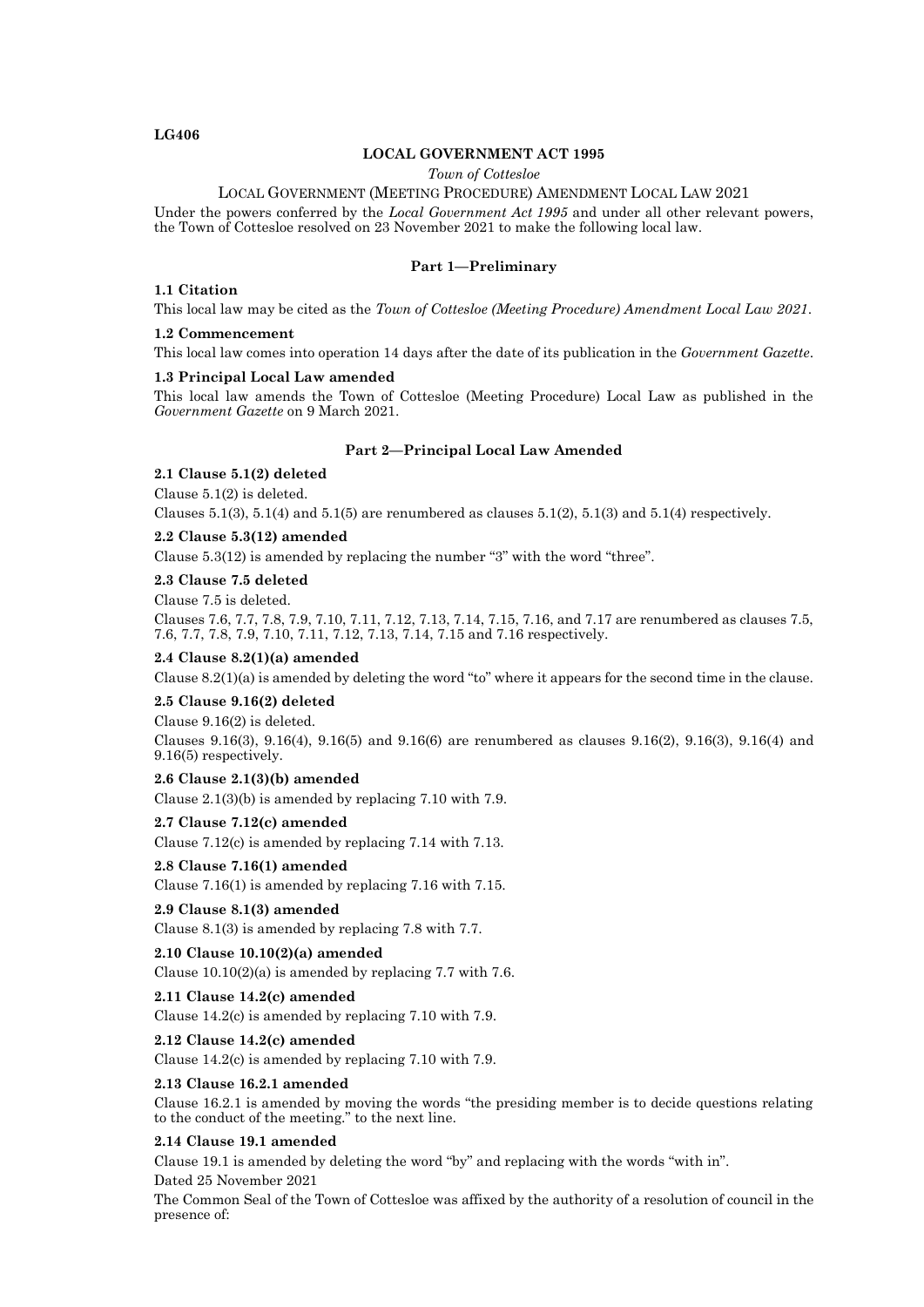**LG406**

**LOCAL GOVERNMENT ACT 1995**

*Town of Cottesloe*

LOCAL GOVERNMENT (MEETING PROCEDURE) AMENDMENT LOCAL LAW 2021

Under the powers conferred by the *Local Government Act 1995* and under all other relevant powers, the Town of Cottesloe resolved on 23 November 2021 to make the following local law.

## Part 1—Preliminary

### 1.1 Citation

This local law may be cited as the *Town of Cottesloe (Meeting Procedure) Amendment Local Law 2021*.

### 1.2 Commencement

This local law comes into operation 14 days after the date of its publication in the *Government Gazette*.

### 1.3 Principal Local Law amended

This local law amends the Town of Cottesloe (Meeting Procedure) Local Law as published in the *Government Gazette* on 9 March 2021.

## Part 2—Principal Local Law Amended

### 2.1 Clause 5.1(2) deleted

Clause 5.1(2) is deleted.

Clauses 5.1(3), 5.1(4) and 5.1(5) are renumbered as clauses 5.1(2), 5.1(3) and 5.1(4) respectively.

### 2.2 Clause 5.3(12) amended

Clause 5.3(12) is amended by replacing the number "3" with the word "three".

### 2.3 Clause 7.5 deleted

Clause 7.5 is deleted.

Clauses 7.6, 7.7, 7.8, 7.9, 7.10, 7.11, 7.12, 7.13, 7.14, 7.15, 7.16, and 7.17 are renumbered as clauses 7.5, 7.6, 7.7, 7.8, 7.9, 7.10, 7.11, 7.12, 7.13, 7.14, 7.15 and 7.16 respectively.

### 2.4 Clause 8.2(1)(a) amended

Clause 8.2(1)(a) is amended by deleting the word "to" where it appears for the second time in the clause.

### 2.5 Clause 9.16(2) deleted

Clause 9.16(2) is deleted.

Clauses 9.16(3), 9.16(4), 9.16(5) and 9.16(6) are renumbered as clauses 9.16(2), 9.16(3), 9.16(4) and 9.16(5) respectively.

### 2.6 Clause 2.1(3)(b) amended

Clause 2.1(3)(b) is amended by replacing 7.10 with 7.9.

### 2.7 Clause 7.12(c) amended

Clause 7.12(c) is amended by replacing 7.14 with 7.13.

### 2.8 Clause 7.16(1) amended

Clause 7.16(1) is amended by replacing 7.16 with 7.15.

### 2.9 Clause 8.1(3) amended

Clause 8.1(3) is amended by replacing 7.8 with 7.7.

### 2.10 Clause 10.10(2)(a) amended

Clause 10.10(2)(a) is amended by replacing 7.7 with 7.6.

### 2.11 Clause 14.2(c) amended

Clause 14.2(c) is amended by replacing 7.10 with 7.9.

### 2.12 Clause 14.2(c) amended

Clause 14.2(c) is amended by replacing 7.10 with 7.9.

### 2.13 Clause 16.2.1 amended

Clause 16.2.1 is amended by moving the words "the presiding member is to decide questions relating to the conduct of the meeting." to the next line.

### 2.14 Clause 19.1 amended

Clause 19.1 is amended by deleting the word "by" and replacing with the words "with in".

Dated 25 November 2021

The Common Seal of the Town of Cottesloe was affixed by the authority of a resolution of council in the presence of: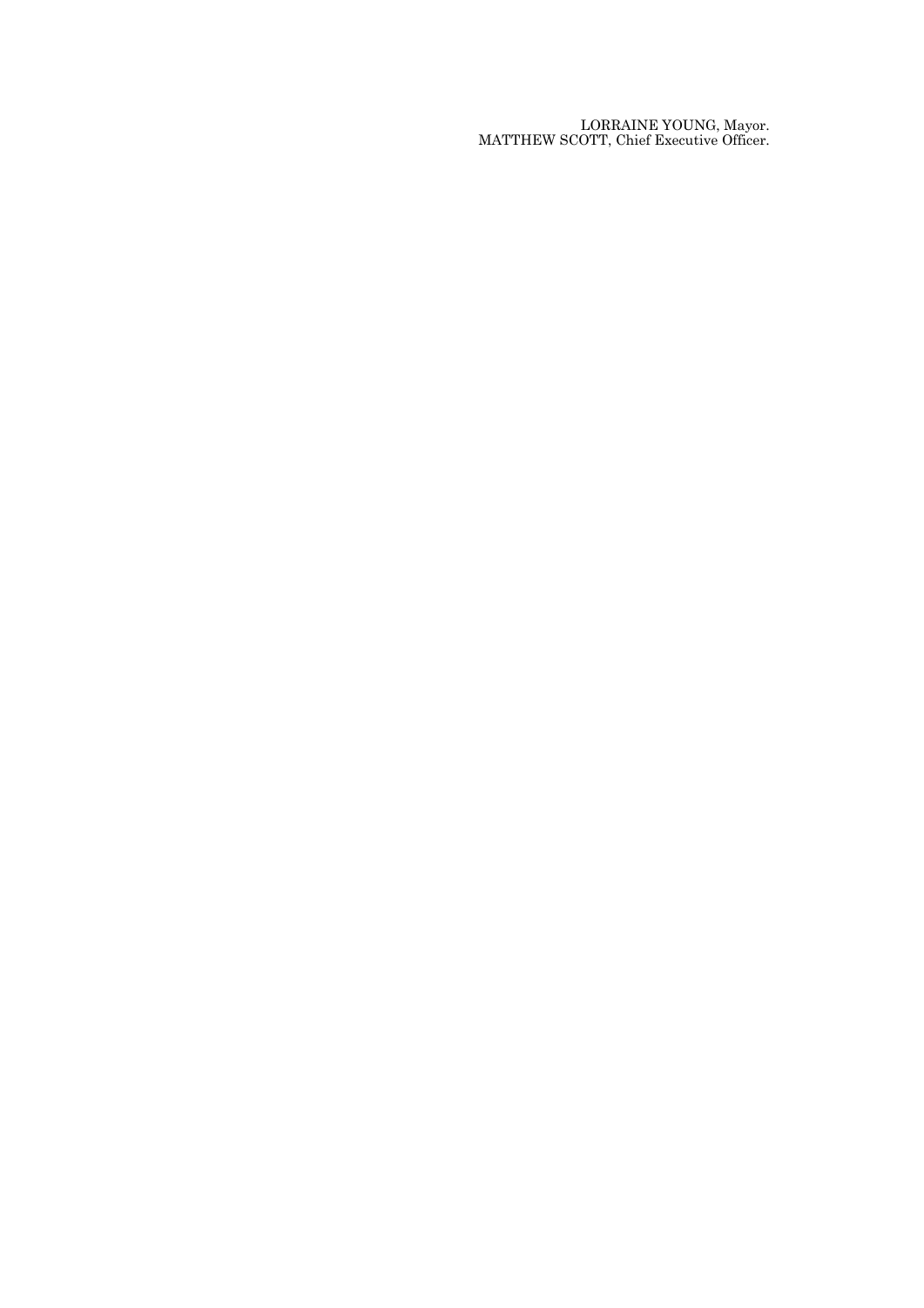LORRAINE YOUNG, Mayor.
MATTHEW SCOTT, Chief Executive Officer.